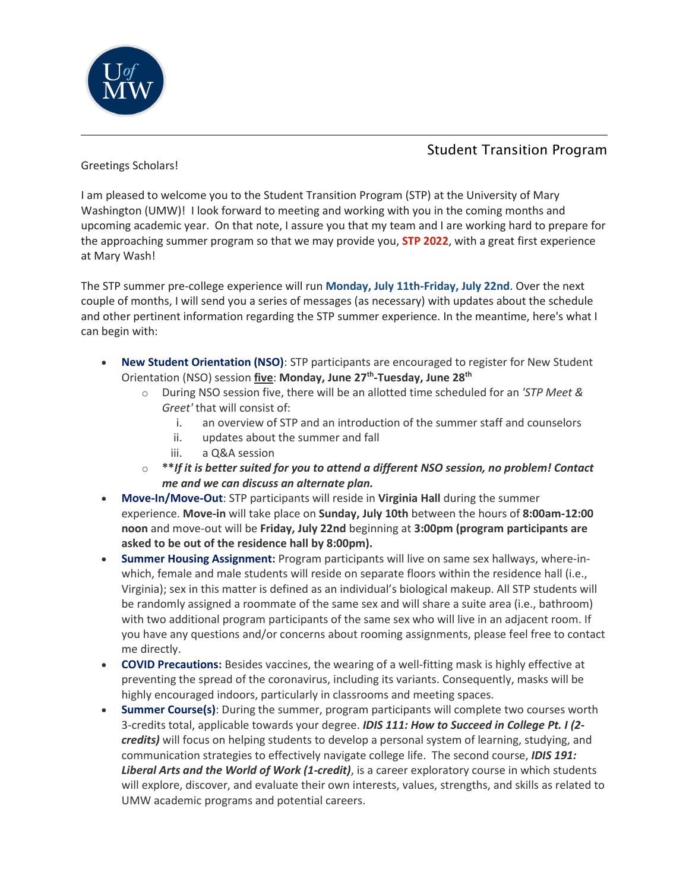## Student Transition Program

Greetings Scholars!

I am pleased to welcome you to the Student Transition Program (STP) at the University of Mary Washington (UMW)! I look forward to meeting and working with you in the coming months and upcoming academic year. On that note, I assure you that my team and I are working hard to prepare for the approaching summer program so that we may provide you, **STP 2022**, with a great first experience at Mary Wash!

The STP summer pre-college experience will run **Monday, July 11th-Friday, July 22nd**. Over the next couple of months, I will send you a series of messages (as necessary) with updates about the schedule and other pertinent information regarding the STP summer experience. In the meantime, here's what I can begin with:

- **New Student Orientation (NSO)**: STP participants are encouraged to register for New Student Orientation (NSO) session **five**: **Monday, June 27th-Tuesday, June 28th**
  - During NSO session five, there will be an allotted time scheduled for an *'STP Meet & Greet'* that will consist of:
    1. an overview of STP and an introduction of the summer staff and counselors
    2. updates about the summer and fall
    3. a Q&A session
  - ***\*\*If it is better suited for you to attend a different NSO session, no problem! Contact me and we can discuss an alternate plan.***
- **Move-In/Move-Out**: STP participants will reside in **Virginia Hall** during the summer experience. **Move-in** will take place on **Sunday, July 10th** between the hours of **8:00am-12:00 noon** and move-out will be **Friday, July 22nd** beginning at **3:00pm (program participants are asked to be out of the residence hall by 8:00pm).**
- **Summer Housing Assignment:** Program participants will live on same sex hallways, where-in-which, female and male students will reside on separate floors within the residence hall (i.e., Virginia); sex in this matter is defined as an individual's biological makeup. All STP students will be randomly assigned a roommate of the same sex and will share a suite area (i.e., bathroom) with two additional program participants of the same sex who will live in an adjacent room. If you have any questions and/or concerns about rooming assignments, please feel free to contact me directly.
- **COVID Precautions:** Besides vaccines, the wearing of a well-fitting mask is highly effective at preventing the spread of the coronavirus, including its variants. Consequently, masks will be highly encouraged indoors, particularly in classrooms and meeting spaces.
- **Summer Course(s)**: During the summer, program participants will complete two courses worth 3-credits total, applicable towards your degree. ***IDIS 111: How to Succeed in College Pt. I (2-credits)*** will focus on helping students to develop a personal system of learning, studying, and communication strategies to effectively navigate college life. The second course, ***IDIS 191: Liberal Arts and the World of Work (1-credit)***, is a career exploratory course in which students will explore, discover, and evaluate their own interests, values, strengths, and skills as related to UMW academic programs and potential careers.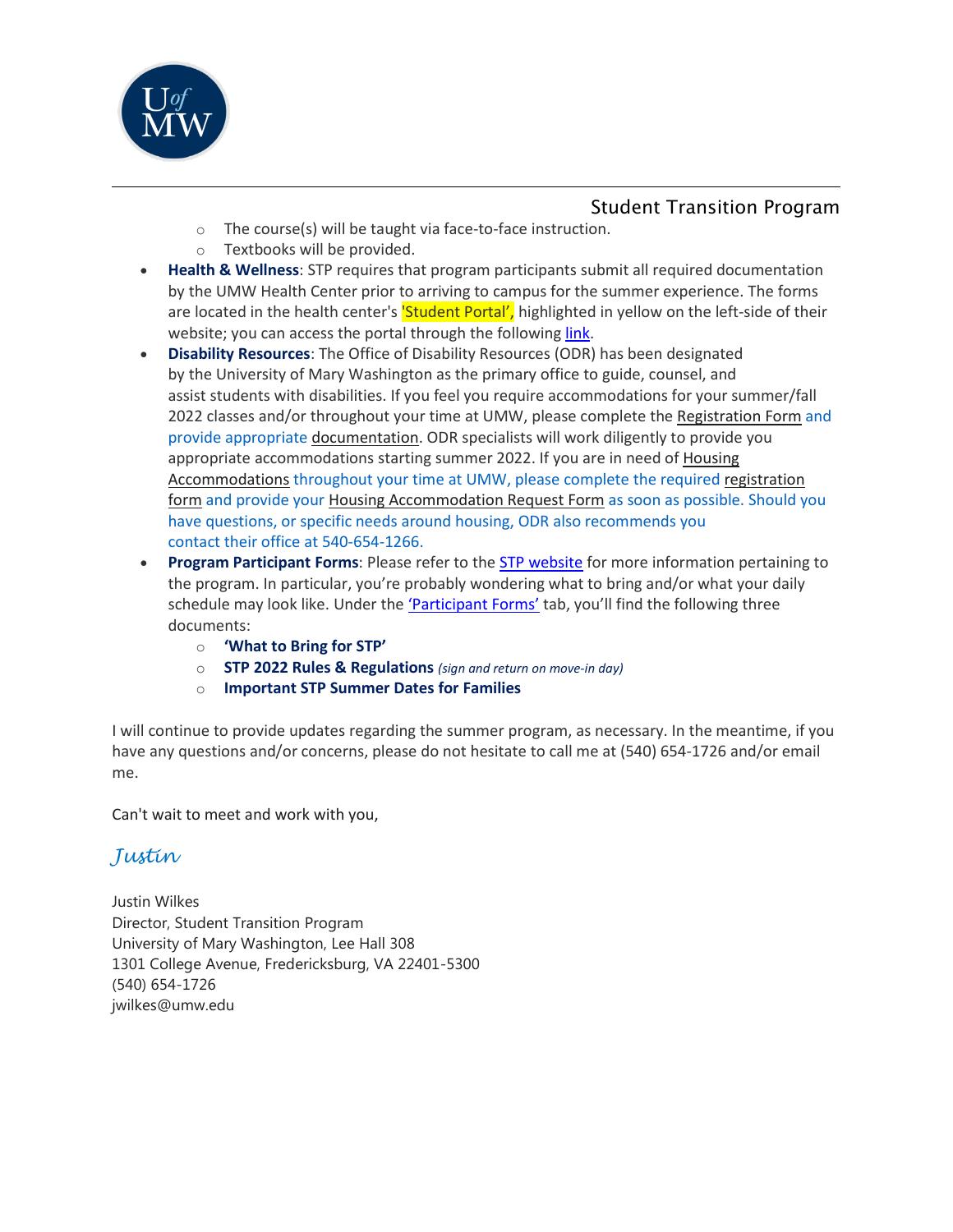- The course(s) will be taught via face-to-face instruction.
  - Textbooks will be provided.
- **Health & Wellness**: STP requires that program participants submit all required documentation by the UMW Health Center prior to arriving to campus for the summer experience. The forms are located in the health center's 'Student Portal', highlighted in yellow on the left-side of their website; you can access the portal through the following link.
- **Disability Resources**: The Office of Disability Resources (ODR) has been designated by the University of Mary Washington as the primary office to guide, counsel, and assist students with disabilities. If you feel you require accommodations for your summer/fall 2022 classes and/or throughout your time at UMW, please complete the Registration Form and provide appropriate documentation. ODR specialists will work diligently to provide you appropriate accommodations starting summer 2022. If you are in need of Housing Accommodations throughout your time at UMW, please complete the required registration form and provide your Housing Accommodation Request Form as soon as possible. Should you have questions, or specific needs around housing, ODR also recommends you contact their office at 540-654-1266.
- **Program Participant Forms**: Please refer to the STP website for more information pertaining to the program. In particular, you're probably wondering what to bring and/or what your daily schedule may look like. Under the 'Participant Forms' tab, you'll find the following three documents:
  - **'What to Bring for STP'**
  - **STP 2022 Rules & Regulations** *(sign and return on move-in day)*
  - **Important STP Summer Dates for Families**

I will continue to provide updates regarding the summer program, as necessary. In the meantime, if you have any questions and/or concerns, please do not hesitate to call me at (540) 654-1726 and/or email me.

Can't wait to meet and work with you,

*Justin*

Justin Wilkes
Director, Student Transition Program
University of Mary Washington, Lee Hall 308
1301 College Avenue, Fredericksburg, VA 22401-5300
(540) 654-1726
jwilkes@umw.edu